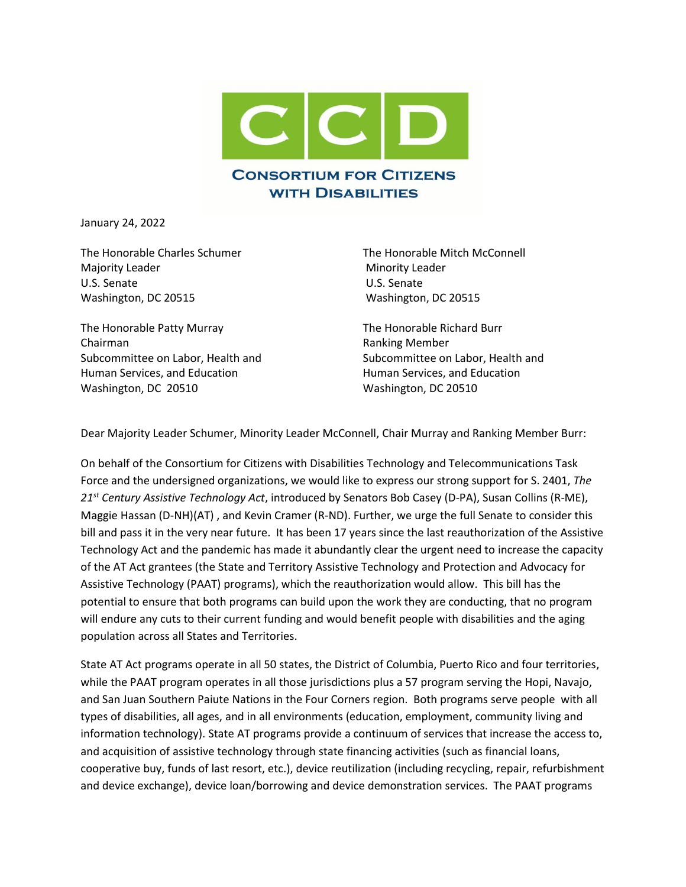# CCD

**Consortium for Citizens with Disabilities**

January 24, 2022

The Honorable Charles Schumer
Majority Leader
U.S. Senate
Washington, DC 20515

The Honorable Mitch McConnell
Minority Leader
U.S. Senate
Washington, DC 20515

The Honorable Patty Murray
Chairman
Subcommittee on Labor, Health and Human Services, and Education
Washington, DC 20510

The Honorable Richard Burr
Ranking Member
Subcommittee on Labor, Health and Human Services, and Education
Washington, DC 20510

Dear Majority Leader Schumer, Minority Leader McConnell, Chair Murray and Ranking Member Burr:

On behalf of the Consortium for Citizens with Disabilities Technology and Telecommunications Task Force and the undersigned organizations, we would like to express our strong support for S. 2401, *The 21st Century Assistive Technology Act*, introduced by Senators Bob Casey (D-PA), Susan Collins (R-ME), Maggie Hassan (D-NH)(AT) , and Kevin Cramer (R-ND). Further, we urge the full Senate to consider this bill and pass it in the very near future. It has been 17 years since the last reauthorization of the Assistive Technology Act and the pandemic has made it abundantly clear the urgent need to increase the capacity of the AT Act grantees (the State and Territory Assistive Technology and Protection and Advocacy for Assistive Technology (PAAT) programs), which the reauthorization would allow. This bill has the potential to ensure that both programs can build upon the work they are conducting, that no program will endure any cuts to their current funding and would benefit people with disabilities and the aging population across all States and Territories.

State AT Act programs operate in all 50 states, the District of Columbia, Puerto Rico and four territories, while the PAAT program operates in all those jurisdictions plus a 57 program serving the Hopi, Navajo, and San Juan Southern Paiute Nations in the Four Corners region. Both programs serve people with all types of disabilities, all ages, and in all environments (education, employment, community living and information technology). State AT programs provide a continuum of services that increase the access to, and acquisition of assistive technology through state financing activities (such as financial loans, cooperative buy, funds of last resort, etc.), device reutilization (including recycling, repair, refurbishment and device exchange), device loan/borrowing and device demonstration services. The PAAT programs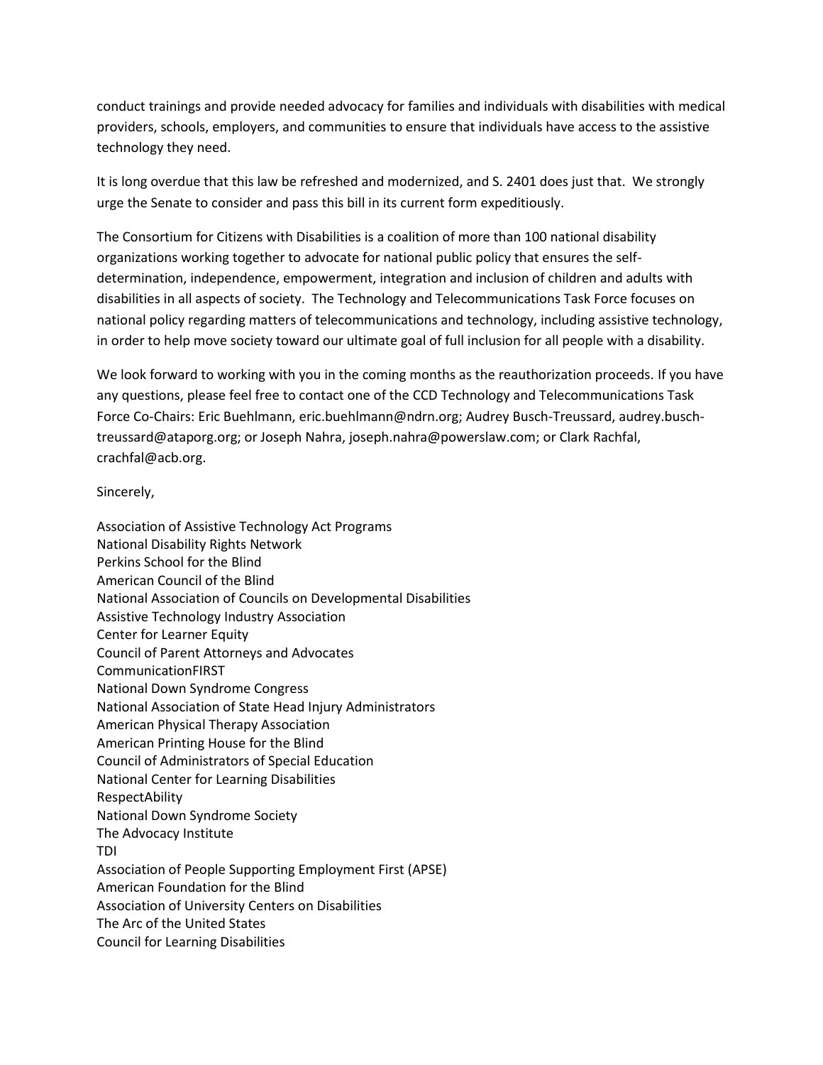conduct trainings and provide needed advocacy for families and individuals with disabilities with medical providers, schools, employers, and communities to ensure that individuals have access to the assistive technology they need.

It is long overdue that this law be refreshed and modernized, and S. 2401 does just that. We strongly urge the Senate to consider and pass this bill in its current form expeditiously.

The Consortium for Citizens with Disabilities is a coalition of more than 100 national disability organizations working together to advocate for national public policy that ensures the self-determination, independence, empowerment, integration and inclusion of children and adults with disabilities in all aspects of society. The Technology and Telecommunications Task Force focuses on national policy regarding matters of telecommunications and technology, including assistive technology, in order to help move society toward our ultimate goal of full inclusion for all people with a disability.

We look forward to working with you in the coming months as the reauthorization proceeds. If you have any questions, please feel free to contact one of the CCD Technology and Telecommunications Task Force Co-Chairs: Eric Buehlmann, eric.buehlmann@ndrn.org; Audrey Busch-Treussard, audrey.busch-treussard@ataporg.org; or Joseph Nahra, joseph.nahra@powerslaw.com; or Clark Rachfal, crachfal@acb.org.

Sincerely,

Association of Assistive Technology Act Programs
National Disability Rights Network
Perkins School for the Blind
American Council of the Blind
National Association of Councils on Developmental Disabilities
Assistive Technology Industry Association
Center for Learner Equity
Council of Parent Attorneys and Advocates
CommunicationFIRST
National Down Syndrome Congress
National Association of State Head Injury Administrators
American Physical Therapy Association
American Printing House for the Blind
Council of Administrators of Special Education
National Center for Learning Disabilities
RespectAbility
National Down Syndrome Society
The Advocacy Institute
TDI
Association of People Supporting Employment First (APSE)
American Foundation for the Blind
Association of University Centers on Disabilities
The Arc of the United States
Council for Learning Disabilities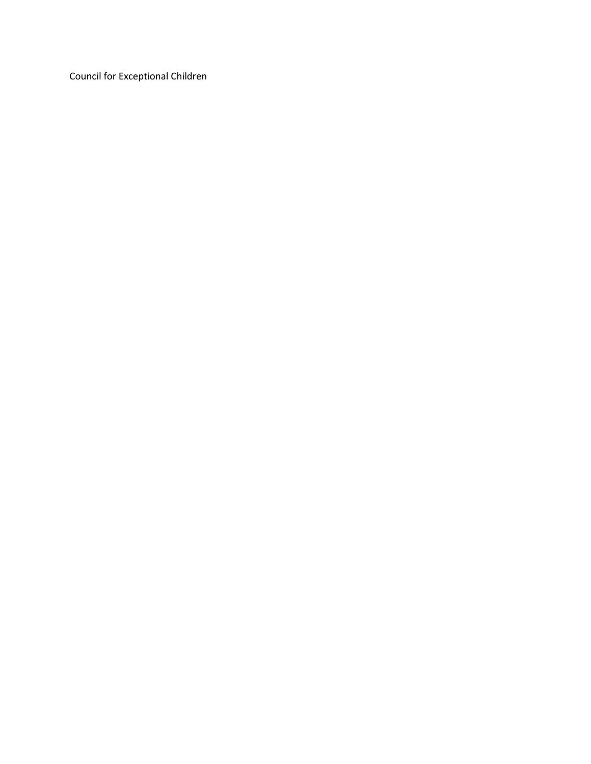Council for Exceptional Children